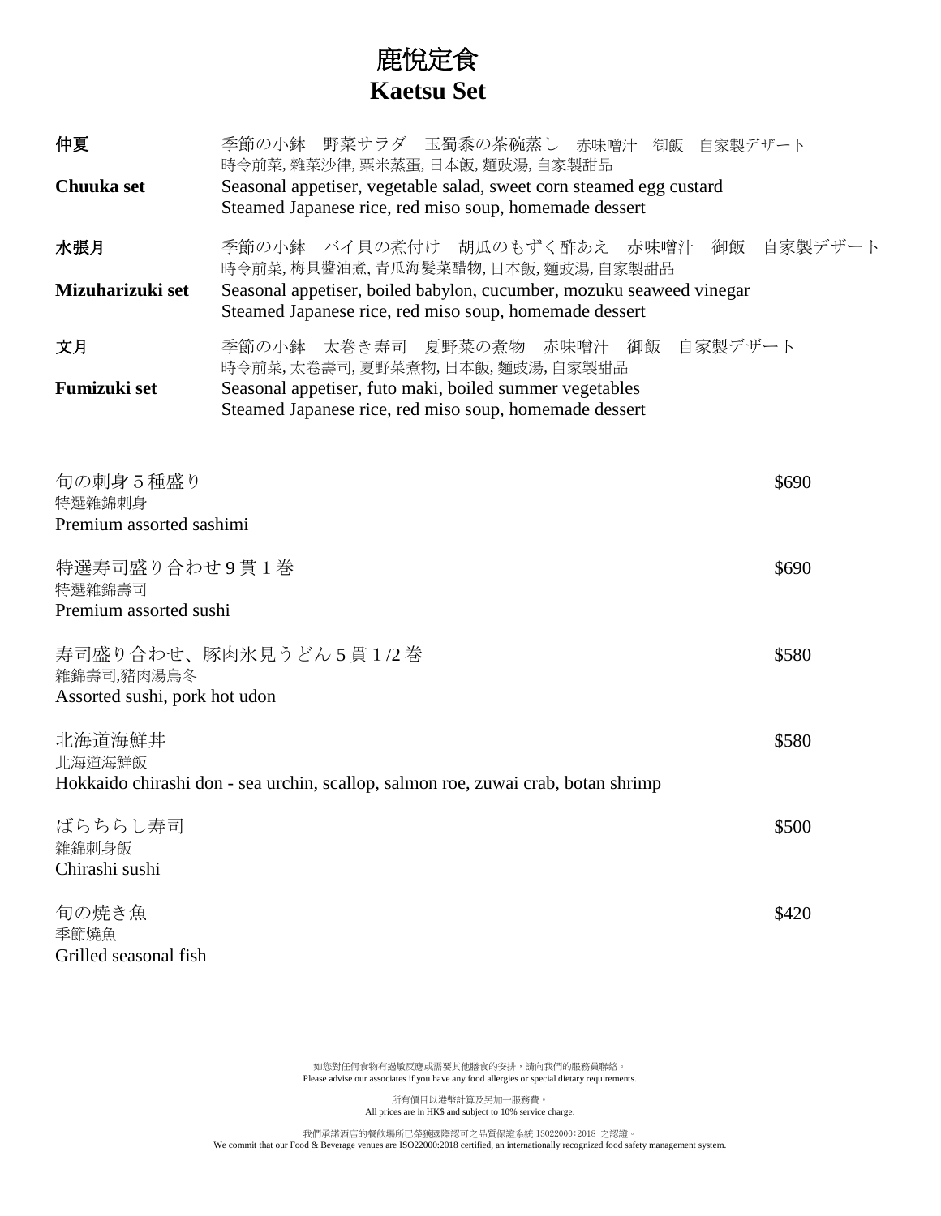# 鹿悦定食
# Kaetsu Set

**仲夏**
季節の小鉢　野菜サラダ　玉蜀黍の茶碗蒸し　赤味噌汁　御飯　自家製デザート
時令前菜, 雜菜沙律, 粟米蒸蛋, 日本飯, 麵豉湯, 自家製甜品

**Chuuka set**
Seasonal appetiser, vegetable salad, sweet corn steamed egg custard
Steamed Japanese rice, red miso soup, homemade dessert

**水張月**
季節の小鉢　バイ貝の煮付け　胡瓜のもずく酢あえ　赤味噌汁　御飯　自家製デザート
時令前菜, 梅貝醬油煮, 青瓜海髮菜醋物, 日本飯, 麵豉湯, 自家製甜品

**Mizuharizuki set**
Seasonal appetiser, boiled babylon, cucumber, mozuku seaweed vinegar
Steamed Japanese rice, red miso soup, homemade dessert

**文月**
季節の小鉢　太巻き寿司　夏野菜の煮物　赤味噌汁　御飯　自家製デザート
時令前菜, 太卷壽司, 夏野菜煮物, 日本飯, 麵豉湯, 自家製甜品

**Fumizuki set**
Seasonal appetiser, futo maki, boiled summer vegetables
Steamed Japanese rice, red miso soup, homemade dessert

旬の刺身５種盛り — $690
特選雜錦刺身
Premium assorted sashimi

特選寿司盛り合わせ 9 貫 1 巻 — $690
特選雜錦壽司
Premium assorted sushi

寿司盛り合わせ、豚肉氷見うどん 5 貫 1 /2 巻 — $580
雜錦壽司,豬肉湯烏冬
Assorted sushi, pork hot udon

北海道海鮮丼 — $580
北海道海鮮飯
Hokkaido chirashi don - sea urchin, scallop, salmon roe, zuwai crab, botan shrimp

ばらちらし寿司 — $500
雜錦刺身飯
Chirashi sushi

旬の焼き魚 — $420
季節燒魚
Grilled seasonal fish

如您對任何食物有過敏反應或需要其他膳食的安排，請向我們的服務員聯絡。
Please advise our associates if you have any food allergies or special dietary requirements.

所有價目以港幣計算及另加一服務費。
All prices are in HK$ and subject to 10% service charge.

我們承諾酒店的餐飲場所已榮獲國際認可之品質保證系統 ISO22000:2018 之認證。
We commit that our Food & Beverage venues are ISO22000:2018 certified, an internationally recognized food safety management system.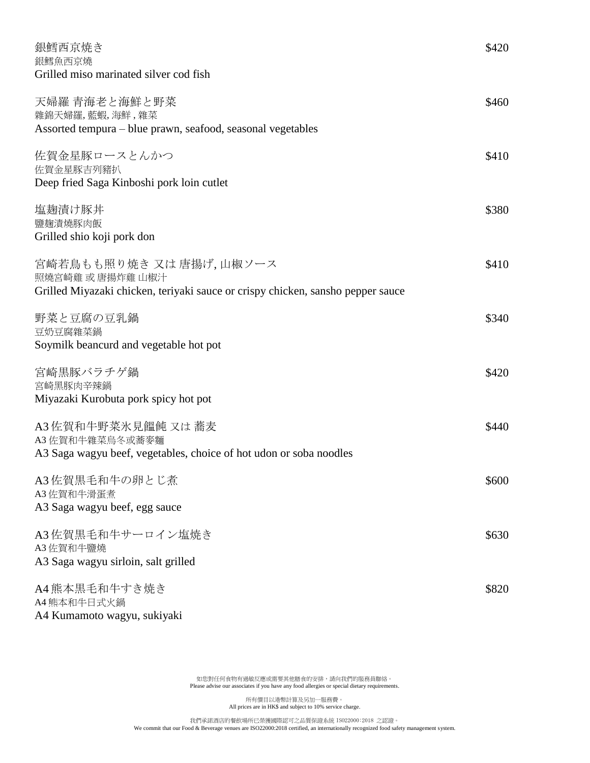銀鱈西京焼き
銀鱈魚西京燒
Grilled miso marinated silver cod fish
$420

天婦羅 青海老と海鮮と野菜
雜錦天婦羅, 藍蝦, 海鮮 , 雜菜
Assorted tempura – blue prawn, seafood, seasonal vegetables
$460

佐賀金星豚ロースとんかつ
佐賀金星豚吉列豬扒
Deep fried Saga Kinboshi pork loin cutlet
$410

塩麹漬け豚丼
鹽麴漬燒豚肉飯
Grilled shio koji pork don
$380

宮崎若鳥もも照り焼き 又は 唐揚げ, 山椒ソース
照燒宮崎雞 或 唐揚炸雞 山椒汁
Grilled Miyazaki chicken, teriyaki sauce or crispy chicken, sansho pepper sauce
$410

野菜と豆腐の豆乳鍋
豆奶豆腐雜菜鍋
Soymilk beancurd and vegetable hot pot
$340

宮崎黒豚バラチゲ鍋
宮崎黑豚肉辛辣鍋
Miyazaki Kurobuta pork spicy hot pot
$420

A3 佐賀和牛野菜氷見饂飩 又は 蕎麦
A3 佐賀和牛雜菜烏冬或蕎麥麵
A3 Saga wagyu beef, vegetables, choice of hot udon or soba noodles
$440

A3 佐賀黒毛和牛の卵とじ煮
A3 佐賀和牛滑蛋煮
A3 Saga wagyu beef, egg sauce
$600

A3 佐賀黒毛和牛サーロイン塩焼き
A3 佐賀和牛鹽燒
A3 Saga wagyu sirloin, salt grilled
$630

A4 熊本黒毛和牛すき焼き
A4 熊本和牛日式火鍋
A4 Kumamoto wagyu, sukiyaki
$820

如您對任何食物有過敏反應或需要其他膳食的安排，請向我們的服務員聯絡。
Please advise our associates if you have any food allergies or special dietary requirements.

所有價目以港幣計算及另加一服務費。
All prices are in HK$ and subject to 10% service charge.

我們承諾酒店的餐飲場所已榮獲國際認可之品質保證系統 ISO22000 : 2018 之認證。
We commit that our Food & Beverage venues are ISO22000:2018 certified, an internationally recognized food safety management system.